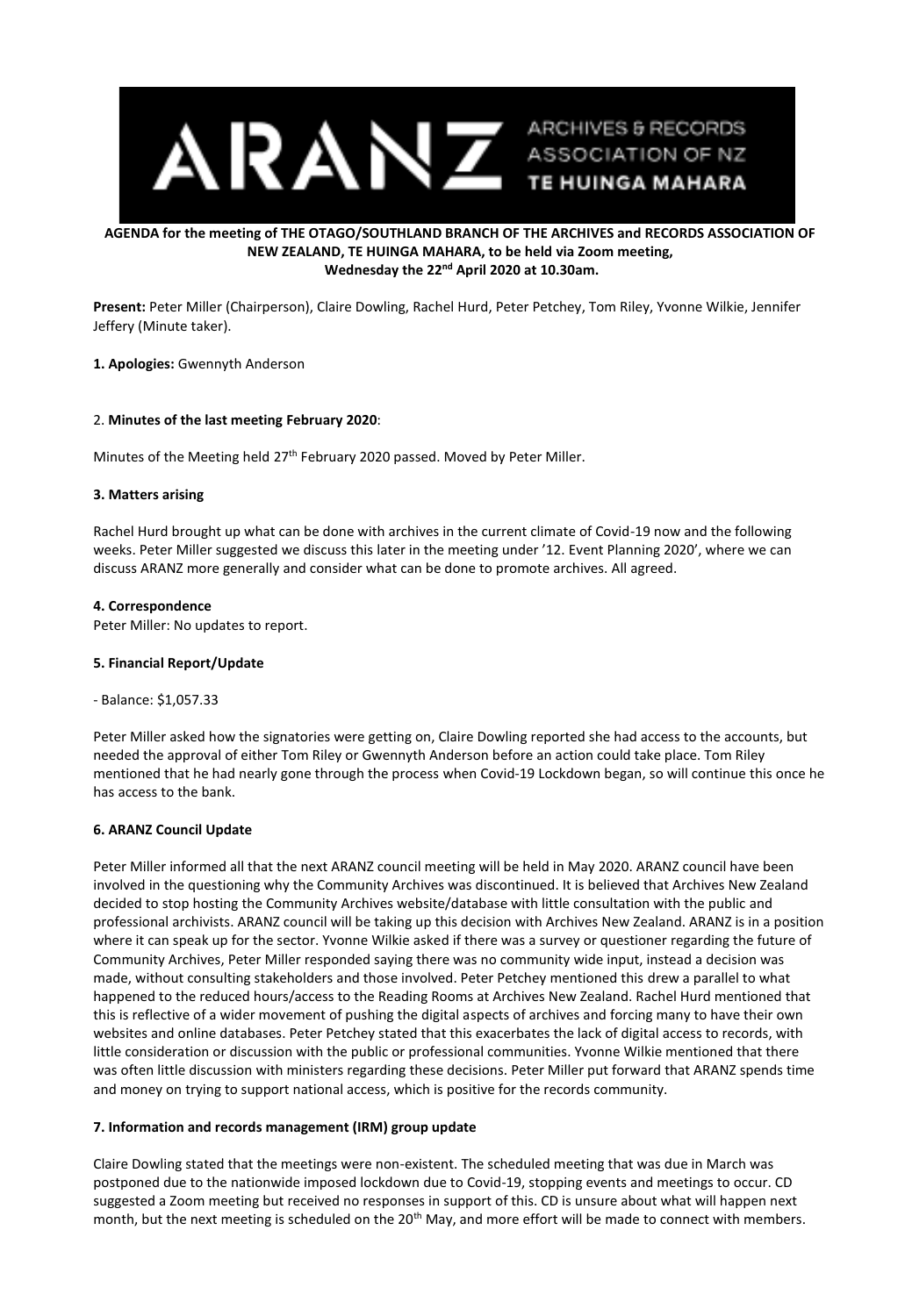ARANZ ARCHIVES & RECORDS ASSOCIATION OF NZ TE HUINGA MAHARA

**AGENDA for the meeting of THE OTAGO/SOUTHLAND BRANCH OF THE ARCHIVES and RECORDS ASSOCIATION OF NEW ZEALAND, TE HUINGA MAHARA, to be held via Zoom meeting, Wednesday the 22nd April 2020 at 10.30am.**

**Present:** Peter Miller (Chairperson), Claire Dowling, Rachel Hurd, Peter Petchey, Tom Riley, Yvonne Wilkie, Jennifer Jeffery (Minute taker).

**1. Apologies:** Gwennyth Anderson

2. **Minutes of the last meeting February 2020**:

Minutes of the Meeting held 27th February 2020 passed. Moved by Peter Miller.

**3. Matters arising**

Rachel Hurd brought up what can be done with archives in the current climate of Covid-19 now and the following weeks. Peter Miller suggested we discuss this later in the meeting under '12. Event Planning 2020', where we can discuss ARANZ more generally and consider what can be done to promote archives. All agreed.

**4. Correspondence**

Peter Miller: No updates to report.

**5. Financial Report/Update**

- Balance: $1,057.33

Peter Miller asked how the signatories were getting on, Claire Dowling reported she had access to the accounts, but needed the approval of either Tom Riley or Gwennyth Anderson before an action could take place. Tom Riley mentioned that he had nearly gone through the process when Covid-19 Lockdown began, so will continue this once he has access to the bank.

**6. ARANZ Council Update**

Peter Miller informed all that the next ARANZ council meeting will be held in May 2020. ARANZ council have been involved in the questioning why the Community Archives was discontinued. It is believed that Archives New Zealand decided to stop hosting the Community Archives website/database with little consultation with the public and professional archivists. ARANZ council will be taking up this decision with Archives New Zealand. ARANZ is in a position where it can speak up for the sector. Yvonne Wilkie asked if there was a survey or questioner regarding the future of Community Archives, Peter Miller responded saying there was no community wide input, instead a decision was made, without consulting stakeholders and those involved. Peter Petchey mentioned this drew a parallel to what happened to the reduced hours/access to the Reading Rooms at Archives New Zealand. Rachel Hurd mentioned that this is reflective of a wider movement of pushing the digital aspects of archives and forcing many to have their own websites and online databases. Peter Petchey stated that this exacerbates the lack of digital access to records, with little consideration or discussion with the public or professional communities. Yvonne Wilkie mentioned that there was often little discussion with ministers regarding these decisions. Peter Miller put forward that ARANZ spends time and money on trying to support national access, which is positive for the records community.

**7. Information and records management (IRM) group update**

Claire Dowling stated that the meetings were non-existent. The scheduled meeting that was due in March was postponed due to the nationwide imposed lockdown due to Covid-19, stopping events and meetings to occur. CD suggested a Zoom meeting but received no responses in support of this. CD is unsure about what will happen next month, but the next meeting is scheduled on the 20th May, and more effort will be made to connect with members.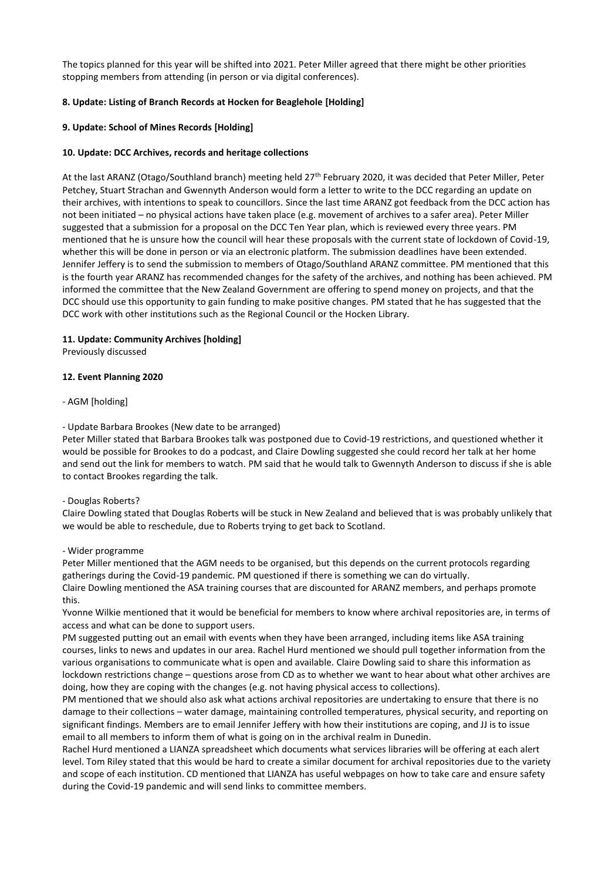The topics planned for this year will be shifted into 2021. Peter Miller agreed that there might be other priorities stopping members from attending (in person or via digital conferences).

**8. Update: Listing of Branch Records at Hocken for Beaglehole [Holding]**

**9. Update: School of Mines Records [Holding]**

**10. Update: DCC Archives, records and heritage collections**

At the last ARANZ (Otago/Southland branch) meeting held 27th February 2020, it was decided that Peter Miller, Peter Petchey, Stuart Strachan and Gwennyth Anderson would form a letter to write to the DCC regarding an update on their archives, with intentions to speak to councillors. Since the last time ARANZ got feedback from the DCC action has not been initiated – no physical actions have taken place (e.g. movement of archives to a safer area). Peter Miller suggested that a submission for a proposal on the DCC Ten Year plan, which is reviewed every three years. PM mentioned that he is unsure how the council will hear these proposals with the current state of lockdown of Covid-19, whether this will be done in person or via an electronic platform. The submission deadlines have been extended. Jennifer Jeffery is to send the submission to members of Otago/Southland ARANZ committee. PM mentioned that this is the fourth year ARANZ has recommended changes for the safety of the archives, and nothing has been achieved. PM informed the committee that the New Zealand Government are offering to spend money on projects, and that the DCC should use this opportunity to gain funding to make positive changes. PM stated that he has suggested that the DCC work with other institutions such as the Regional Council or the Hocken Library.

**11. Update: Community Archives [holding]**
Previously discussed

**12. Event Planning 2020**

- AGM [holding]

- Update Barbara Brookes (New date to be arranged)
Peter Miller stated that Barbara Brookes talk was postponed due to Covid-19 restrictions, and questioned whether it would be possible for Brookes to do a podcast, and Claire Dowling suggested she could record her talk at her home and send out the link for members to watch. PM said that he would talk to Gwennyth Anderson to discuss if she is able to contact Brookes regarding the talk.

- Douglas Roberts?
Claire Dowling stated that Douglas Roberts will be stuck in New Zealand and believed that is was probably unlikely that we would be able to reschedule, due to Roberts trying to get back to Scotland.

- Wider programme
Peter Miller mentioned that the AGM needs to be organised, but this depends on the current protocols regarding gatherings during the Covid-19 pandemic. PM questioned if there is something we can do virtually.
Claire Dowling mentioned the ASA training courses that are discounted for ARANZ members, and perhaps promote this.
Yvonne Wilkie mentioned that it would be beneficial for members to know where archival repositories are, in terms of access and what can be done to support users.
PM suggested putting out an email with events when they have been arranged, including items like ASA training courses, links to news and updates in our area. Rachel Hurd mentioned we should pull together information from the various organisations to communicate what is open and available. Claire Dowling said to share this information as lockdown restrictions change – questions arose from CD as to whether we want to hear about what other archives are doing, how they are coping with the changes (e.g. not having physical access to collections).
PM mentioned that we should also ask what actions archival repositories are undertaking to ensure that there is no damage to their collections – water damage, maintaining controlled temperatures, physical security, and reporting on significant findings. Members are to email Jennifer Jeffery with how their institutions are coping, and JJ is to issue email to all members to inform them of what is going on in the archival realm in Dunedin.
Rachel Hurd mentioned a LIANZA spreadsheet which documents what services libraries will be offering at each alert level. Tom Riley stated that this would be hard to create a similar document for archival repositories due to the variety and scope of each institution. CD mentioned that LIANZA has useful webpages on how to take care and ensure safety during the Covid-19 pandemic and will send links to committee members.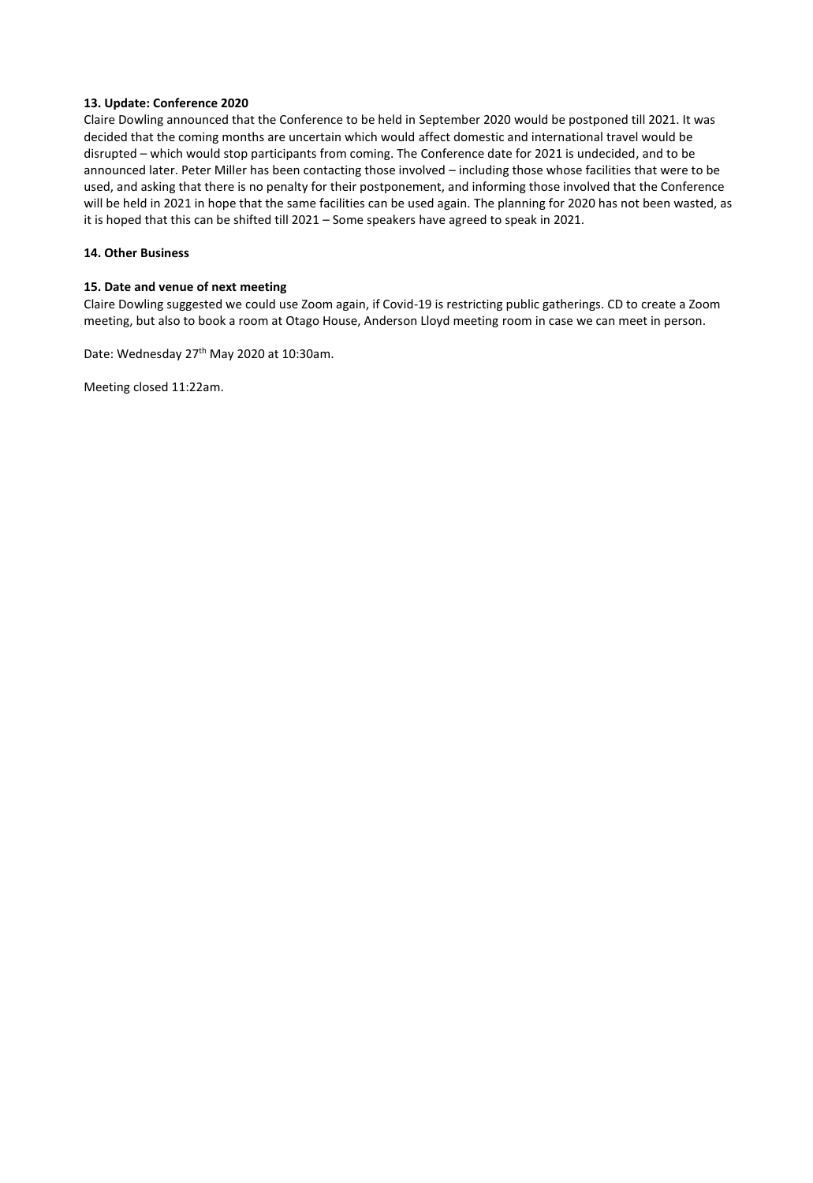**13. Update: Conference 2020**

Claire Dowling announced that the Conference to be held in September 2020 would be postponed till 2021. It was decided that the coming months are uncertain which would affect domestic and international travel would be disrupted – which would stop participants from coming. The Conference date for 2021 is undecided, and to be announced later. Peter Miller has been contacting those involved – including those whose facilities that were to be used, and asking that there is no penalty for their postponement, and informing those involved that the Conference will be held in 2021 in hope that the same facilities can be used again. The planning for 2020 has not been wasted, as it is hoped that this can be shifted till 2021 – Some speakers have agreed to speak in 2021.

**14. Other Business**

**15. Date and venue of next meeting**

Claire Dowling suggested we could use Zoom again, if Covid-19 is restricting public gatherings. CD to create a Zoom meeting, but also to book a room at Otago House, Anderson Lloyd meeting room in case we can meet in person.

Date: Wednesday 27th May 2020 at 10:30am.

Meeting closed 11:22am.